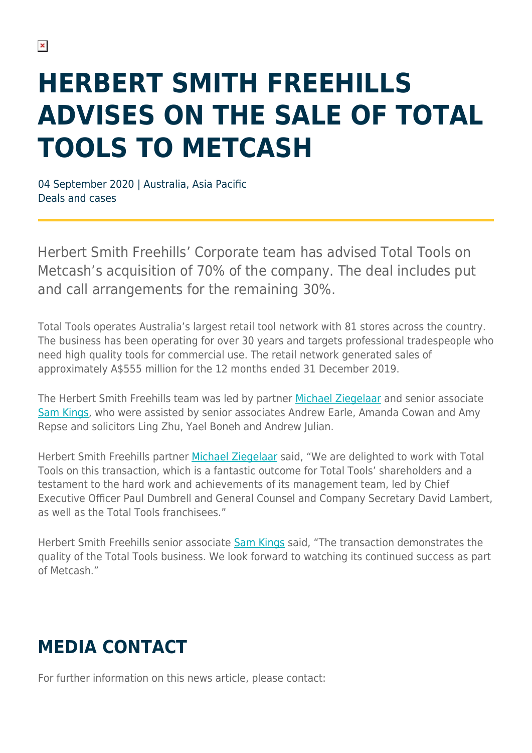# HERBERT SMITH FREEHILLS ADVISES ON THE SALE OF TOTAL TOOLS TO METCASH

04 September 2020 | Australia, Asia Pacific
Deals and cases

Herbert Smith Freehills' Corporate team has advised Total Tools on Metcash's acquisition of 70% of the company. The deal includes put and call arrangements for the remaining 30%.

Total Tools operates Australia's largest retail tool network with 81 stores across the country. The business has been operating for over 30 years and targets professional tradespeople who need high quality tools for commercial use. The retail network generated sales of approximately A$555 million for the 12 months ended 31 December 2019.

The Herbert Smith Freehills team was led by partner Michael Ziegelaar and senior associate Sam Kings, who were assisted by senior associates Andrew Earle, Amanda Cowan and Amy Repse and solicitors Ling Zhu, Yael Boneh and Andrew Julian.

Herbert Smith Freehills partner Michael Ziegelaar said, "We are delighted to work with Total Tools on this transaction, which is a fantastic outcome for Total Tools' shareholders and a testament to the hard work and achievements of its management team, led by Chief Executive Officer Paul Dumbrell and General Counsel and Company Secretary David Lambert, as well as the Total Tools franchisees."

Herbert Smith Freehills senior associate Sam Kings said, "The transaction demonstrates the quality of the Total Tools business. We look forward to watching its continued success as part of Metcash."

## MEDIA CONTACT

For further information on this news article, please contact: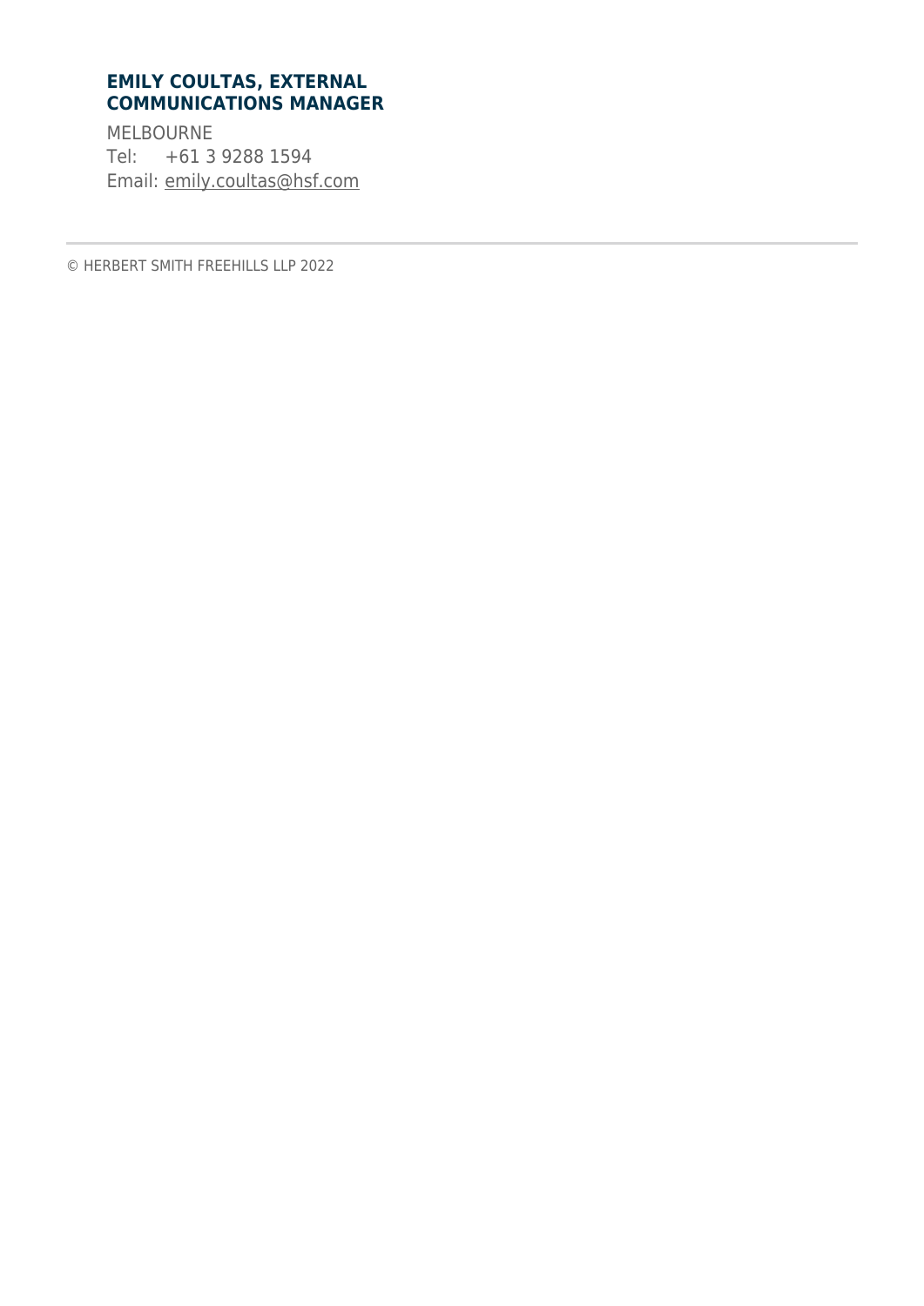**EMILY COULTAS, EXTERNAL COMMUNICATIONS MANAGER**

MELBOURNE
Tel: +61 3 9288 1594
Email: emily.coultas@hsf.com

---

© HERBERT SMITH FREEHILLS LLP 2022